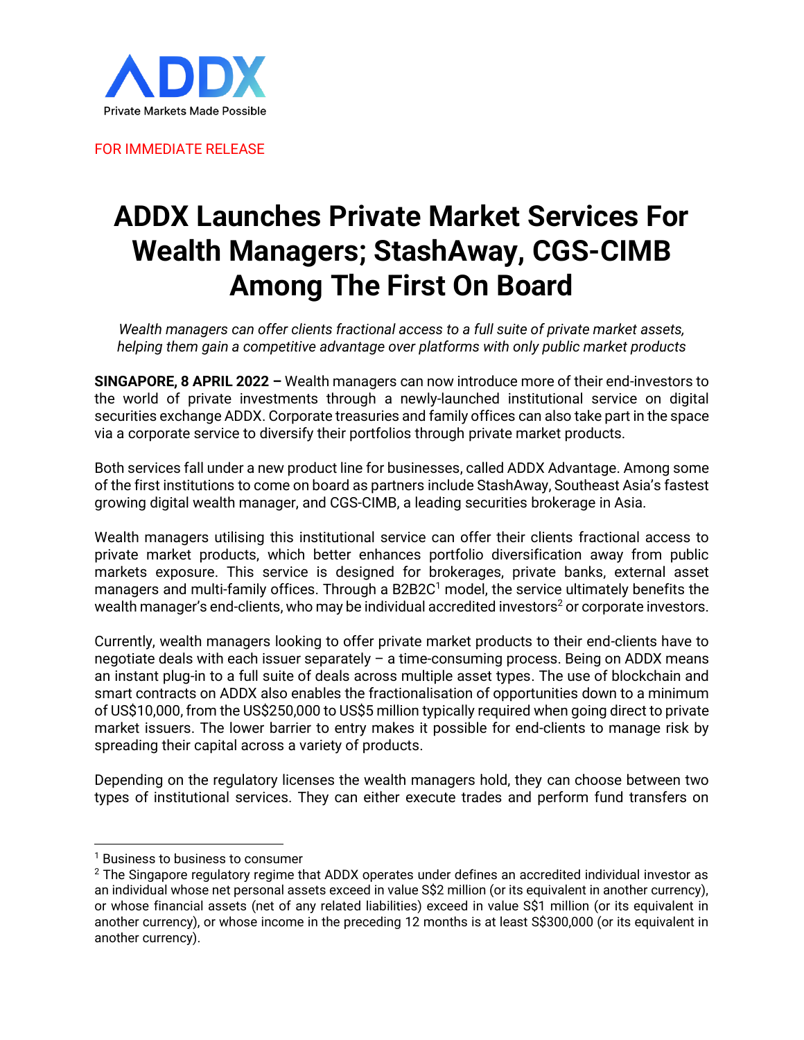ADDX

Private Markets Made Possible

FOR IMMEDIATE RELEASE

# ADDX Launches Private Market Services For Wealth Managers; StashAway, CGS-CIMB Among The First On Board

*Wealth managers can offer clients fractional access to a full suite of private market assets, helping them gain a competitive advantage over platforms with only public market products*

**SINGAPORE, 8 APRIL 2022 –** Wealth managers can now introduce more of their end-investors to the world of private investments through a newly-launched institutional service on digital securities exchange ADDX. Corporate treasuries and family offices can also take part in the space via a corporate service to diversify their portfolios through private market products.

Both services fall under a new product line for businesses, called ADDX Advantage. Among some of the first institutions to come on board as partners include StashAway, Southeast Asia's fastest growing digital wealth manager, and CGS-CIMB, a leading securities brokerage in Asia.

Wealth managers utilising this institutional service can offer their clients fractional access to private market products, which better enhances portfolio diversification away from public markets exposure. This service is designed for brokerages, private banks, external asset managers and multi-family offices. Through a B2B2C[1] model, the service ultimately benefits the wealth manager's end-clients, who may be individual accredited investors[2] or corporate investors.

Currently, wealth managers looking to offer private market products to their end-clients have to negotiate deals with each issuer separately – a time-consuming process. Being on ADDX means an instant plug-in to a full suite of deals across multiple asset types. The use of blockchain and smart contracts on ADDX also enables the fractionalisation of opportunities down to a minimum of US$10,000, from the US$250,000 to US$5 million typically required when going direct to private market issuers. The lower barrier to entry makes it possible for end-clients to manage risk by spreading their capital across a variety of products.

Depending on the regulatory licenses the wealth managers hold, they can choose between two types of institutional services. They can either execute trades and perform fund transfers on

---

[1] Business to business to consumer

[2] The Singapore regulatory regime that ADDX operates under defines an accredited individual investor as an individual whose net personal assets exceed in value S$2 million (or its equivalent in another currency), or whose financial assets (net of any related liabilities) exceed in value S$1 million (or its equivalent in another currency), or whose income in the preceding 12 months is at least S$300,000 (or its equivalent in another currency).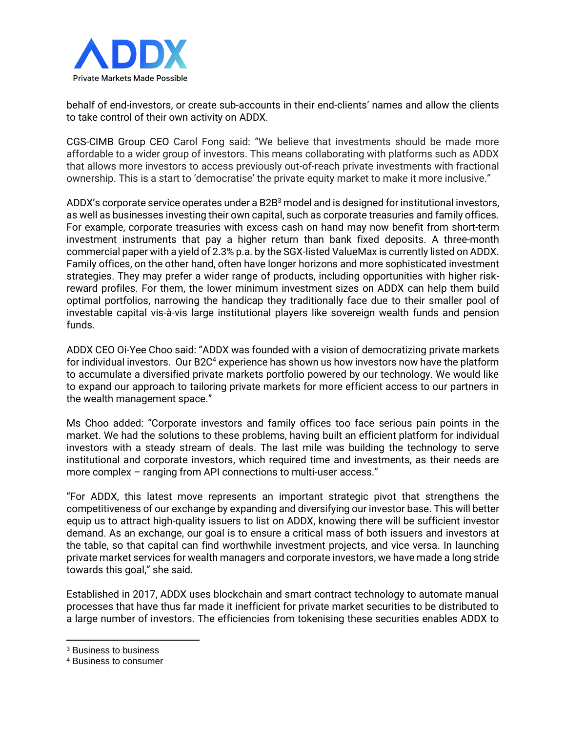behalf of end-investors, or create sub-accounts in their end-clients' names and allow the clients to take control of their own activity on ADDX.

CGS-CIMB Group CEO Carol Fong said: "We believe that investments should be made more affordable to a wider group of investors. This means collaborating with platforms such as ADDX that allows more investors to access previously out-of-reach private investments with fractional ownership. This is a start to 'democratise' the private equity market to make it more inclusive."

ADDX's corporate service operates under a B2B[3] model and is designed for institutional investors, as well as businesses investing their own capital, such as corporate treasuries and family offices. For example, corporate treasuries with excess cash on hand may now benefit from short-term investment instruments that pay a higher return than bank fixed deposits. A three-month commercial paper with a yield of 2.3% p.a. by the SGX-listed ValueMax is currently listed on ADDX. Family offices, on the other hand, often have longer horizons and more sophisticated investment strategies. They may prefer a wider range of products, including opportunities with higher risk-reward profiles. For them, the lower minimum investment sizes on ADDX can help them build optimal portfolios, narrowing the handicap they traditionally face due to their smaller pool of investable capital vis-à-vis large institutional players like sovereign wealth funds and pension funds.

ADDX CEO Oi-Yee Choo said: "ADDX was founded with a vision of democratizing private markets for individual investors. Our B2C[4] experience has shown us how investors now have the platform to accumulate a diversified private markets portfolio powered by our technology. We would like to expand our approach to tailoring private markets for more efficient access to our partners in the wealth management space."

Ms Choo added: "Corporate investors and family offices too face serious pain points in the market. We had the solutions to these problems, having built an efficient platform for individual investors with a steady stream of deals. The last mile was building the technology to serve institutional and corporate investors, which required time and investments, as their needs are more complex – ranging from API connections to multi-user access."

"For ADDX, this latest move represents an important strategic pivot that strengthens the competitiveness of our exchange by expanding and diversifying our investor base. This will better equip us to attract high-quality issuers to list on ADDX, knowing there will be sufficient investor demand. As an exchange, our goal is to ensure a critical mass of both issuers and investors at the table, so that capital can find worthwhile investment projects, and vice versa. In launching private market services for wealth managers and corporate investors, we have made a long stride towards this goal," she said.

Established in 2017, ADDX uses blockchain and smart contract technology to automate manual processes that have thus far made it inefficient for private market securities to be distributed to a large number of investors. The efficiencies from tokenising these securities enables ADDX to

---

[3] Business to business

[4] Business to consumer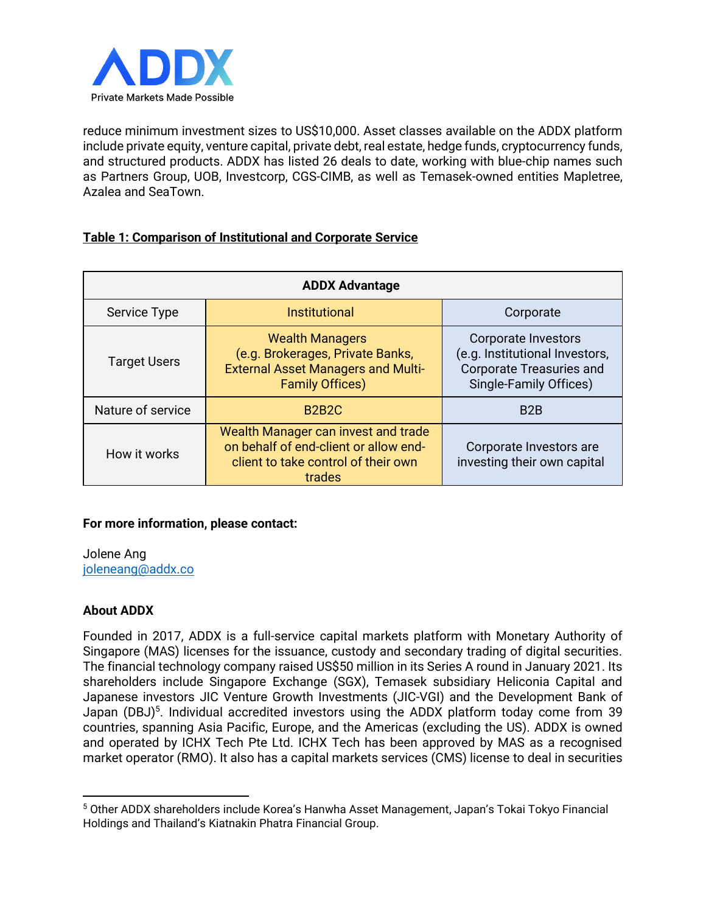reduce minimum investment sizes to US$10,000. Asset classes available on the ADDX platform include private equity, venture capital, private debt, real estate, hedge funds, cryptocurrency funds, and structured products. ADDX has listed 26 deals to date, working with blue-chip names such as Partners Group, UOB, Investcorp, CGS-CIMB, as well as Temasek-owned entities Mapletree, Azalea and SeaTown.

**Table 1: Comparison of Institutional and Corporate Service**

| ADDX Advantage | | |
|---|---|---|
| Service Type | Institutional | Corporate |
| Target Users | Wealth Managers (e.g. Brokerages, Private Banks, External Asset Managers and Multi-Family Offices) | Corporate Investors (e.g. Institutional Investors, Corporate Treasuries and Single-Family Offices) |
| Nature of service | B2B2C | B2B |
| How it works | Wealth Manager can invest and trade on behalf of end-client or allow end-client to take control of their own trades | Corporate Investors are investing their own capital |

**For more information, please contact:**

Jolene Ang
joleneang@addx.co

**About ADDX**

Founded in 2017, ADDX is a full-service capital markets platform with Monetary Authority of Singapore (MAS) licenses for the issuance, custody and secondary trading of digital securities. The financial technology company raised US$50 million in its Series A round in January 2021. Its shareholders include Singapore Exchange (SGX), Temasek subsidiary Heliconia Capital and Japanese investors JIC Venture Growth Investments (JIC-VGI) and the Development Bank of Japan (DBJ)[5]. Individual accredited investors using the ADDX platform today come from 39 countries, spanning Asia Pacific, Europe, and the Americas (excluding the US). ADDX is owned and operated by ICHX Tech Pte Ltd. ICHX Tech has been approved by MAS as a recognised market operator (RMO). It also has a capital markets services (CMS) license to deal in securities

[5] Other ADDX shareholders include Korea's Hanwha Asset Management, Japan's Tokai Tokyo Financial Holdings and Thailand's Kiatnakin Phatra Financial Group.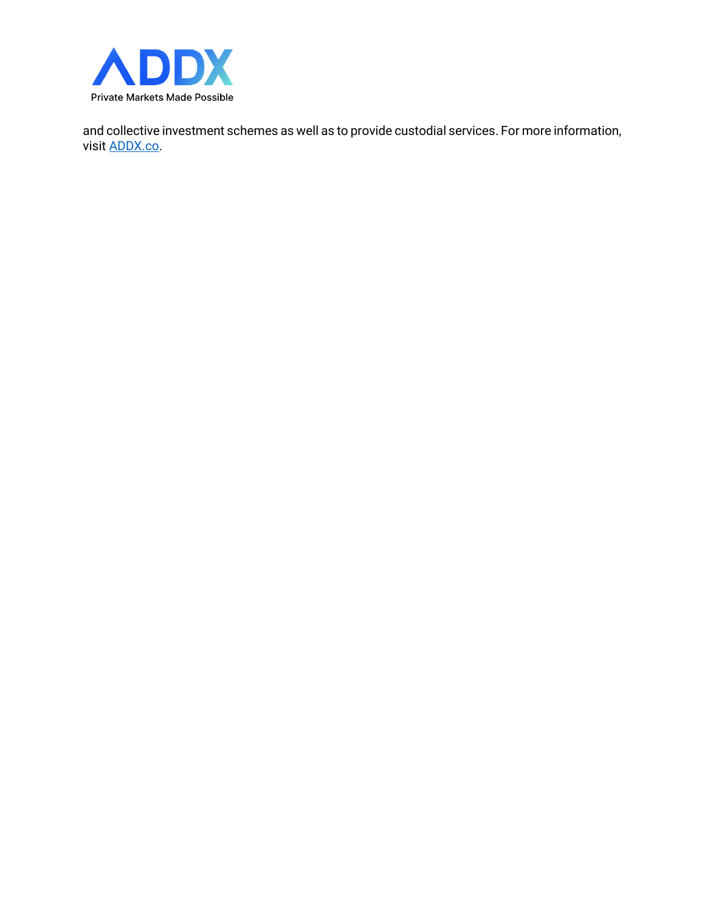and collective investment schemes as well as to provide custodial services. For more information, visit [ADDX.co](https://ADDX.co).